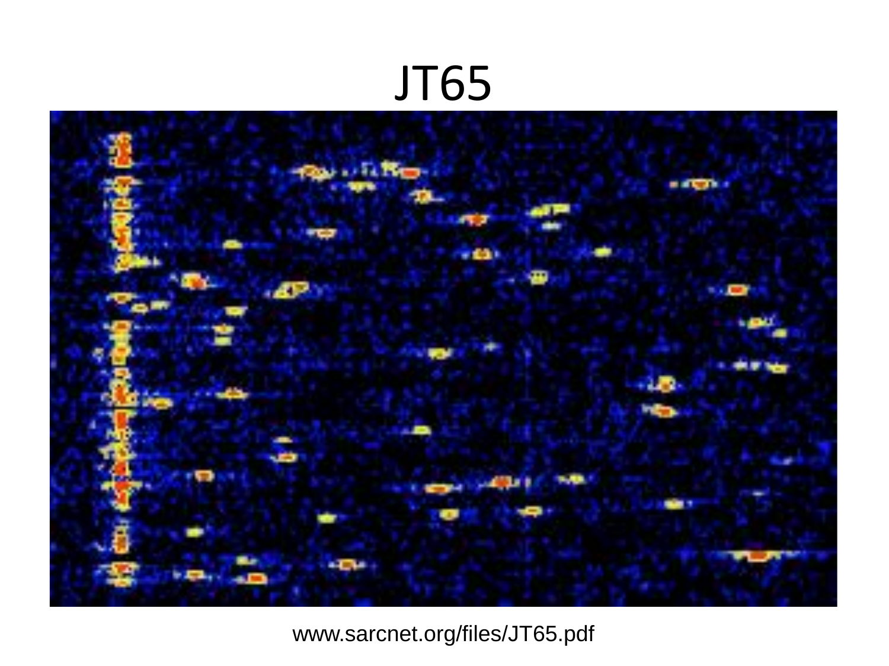# JT65

www.sarcnet.org/files/JT65.pdf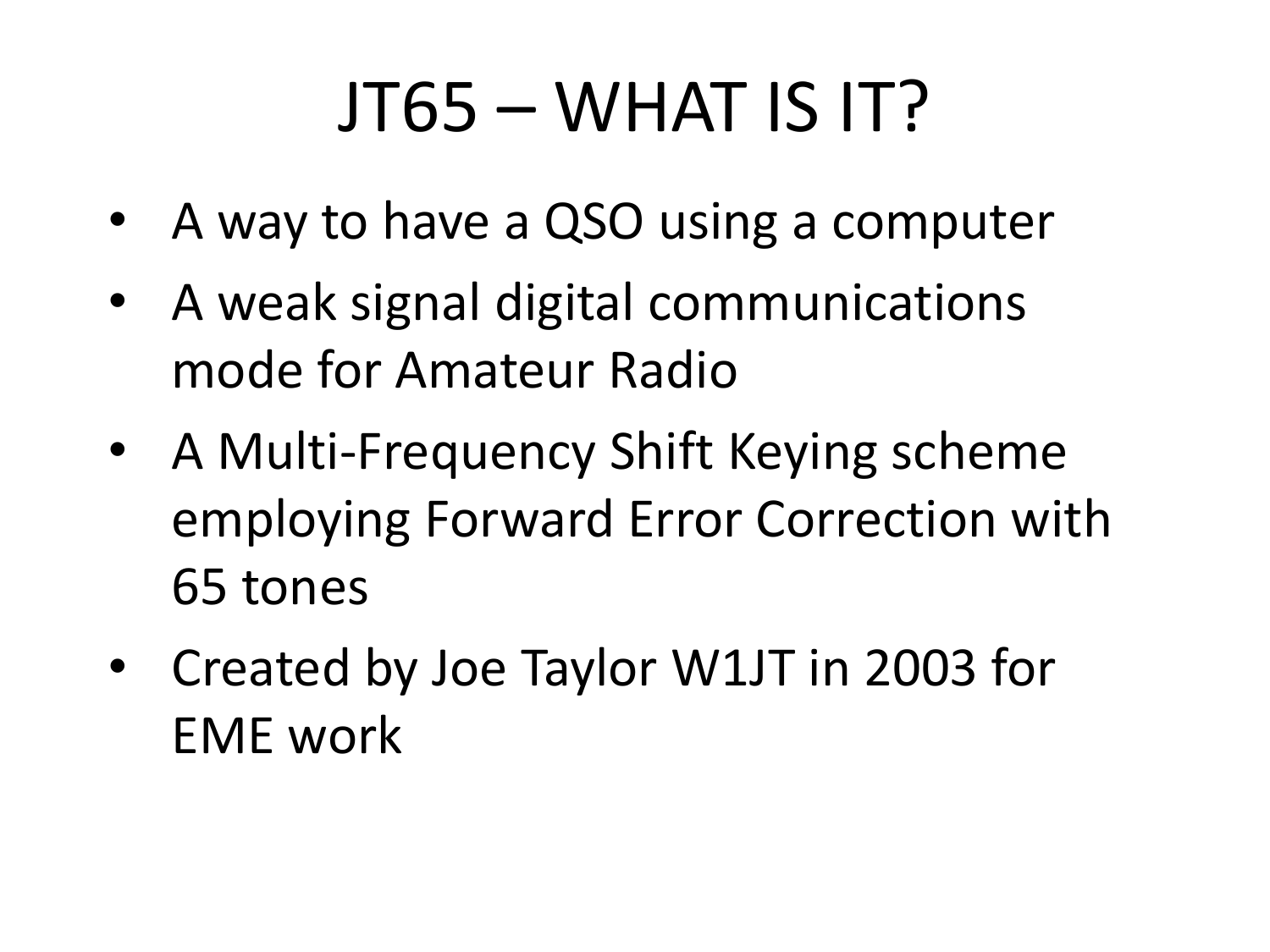# JT65 – WHAT IS IT?

- A way to have a QSO using a computer
- A weak signal digital communications mode for Amateur Radio
- A Multi-Frequency Shift Keying scheme employing Forward Error Correction with 65 tones
- Created by Joe Taylor W1JT in 2003 for EME work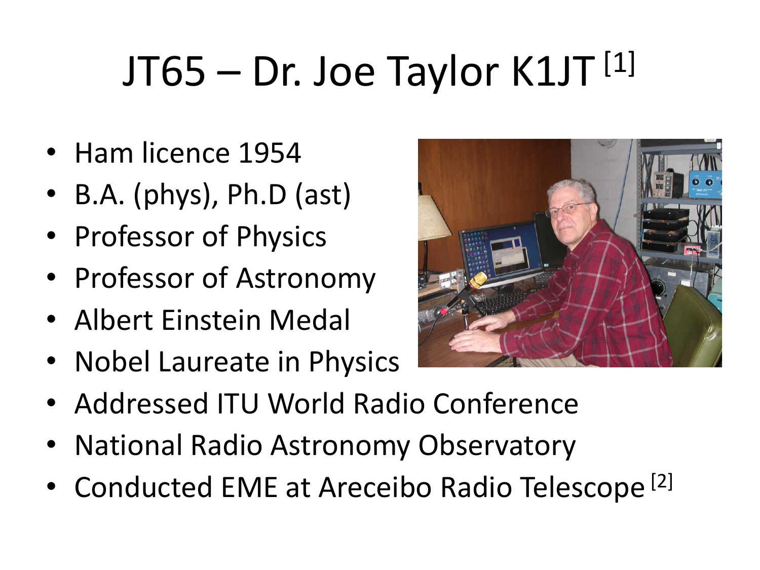# JT65 – Dr. Joe Taylor K1JT [1]

- Ham licence 1954
- B.A. (phys), Ph.D (ast)
- Professor of Physics
- Professor of Astronomy
- Albert Einstein Medal
- Nobel Laureate in Physics
- Addressed ITU World Radio Conference
- National Radio Astronomy Observatory
- Conducted EME at Areceibo Radio Telescope [2]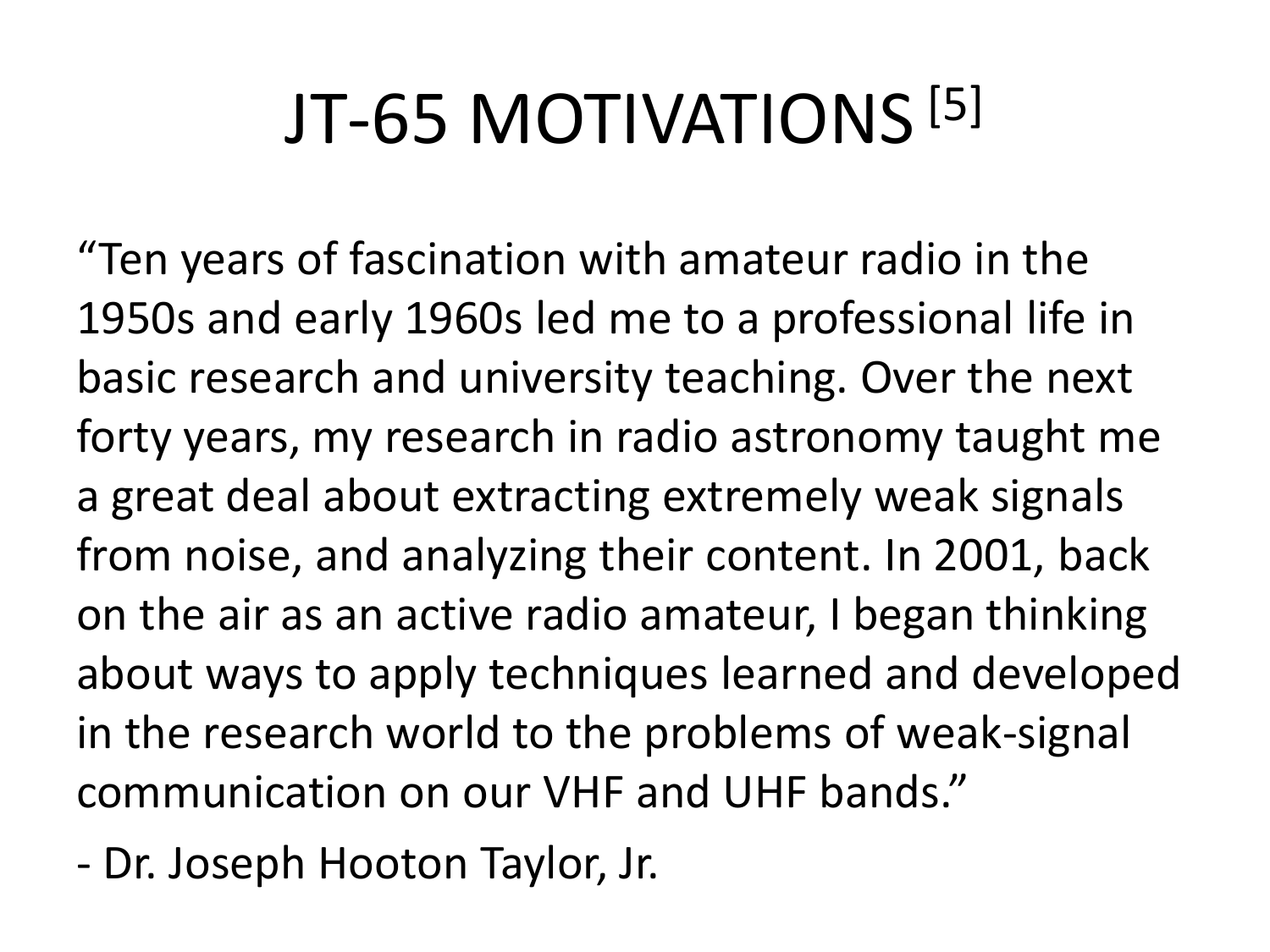# JT-65 MOTIVATIONS [5]

"Ten years of fascination with amateur radio in the 1950s and early 1960s led me to a professional life in basic research and university teaching. Over the next forty years, my research in radio astronomy taught me a great deal about extracting extremely weak signals from noise, and analyzing their content. In 2001, back on the air as an active radio amateur, I began thinking about ways to apply techniques learned and developed in the research world to the problems of weak-signal communication on our VHF and UHF bands."

- Dr. Joseph Hooton Taylor, Jr.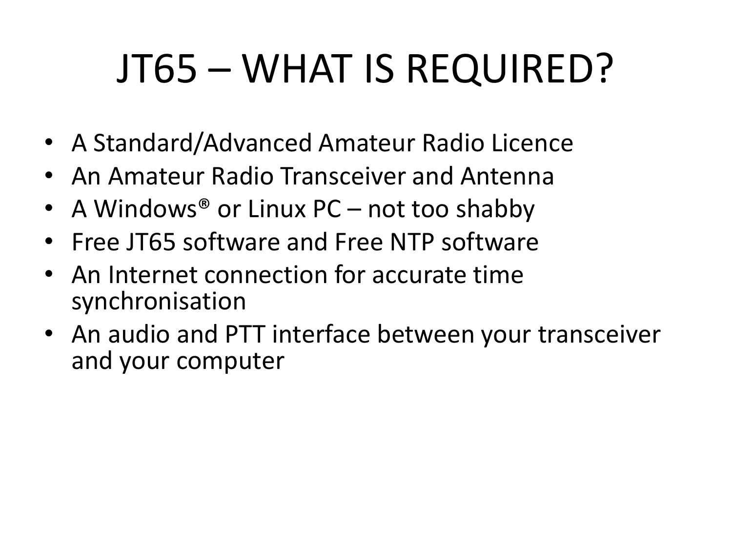# JT65 – WHAT IS REQUIRED?

- A Standard/Advanced Amateur Radio Licence
- An Amateur Radio Transceiver and Antenna
- A Windows® or Linux PC – not too shabby
- Free JT65 software and Free NTP software
- An Internet connection for accurate time synchronisation
- An audio and PTT interface between your transceiver and your computer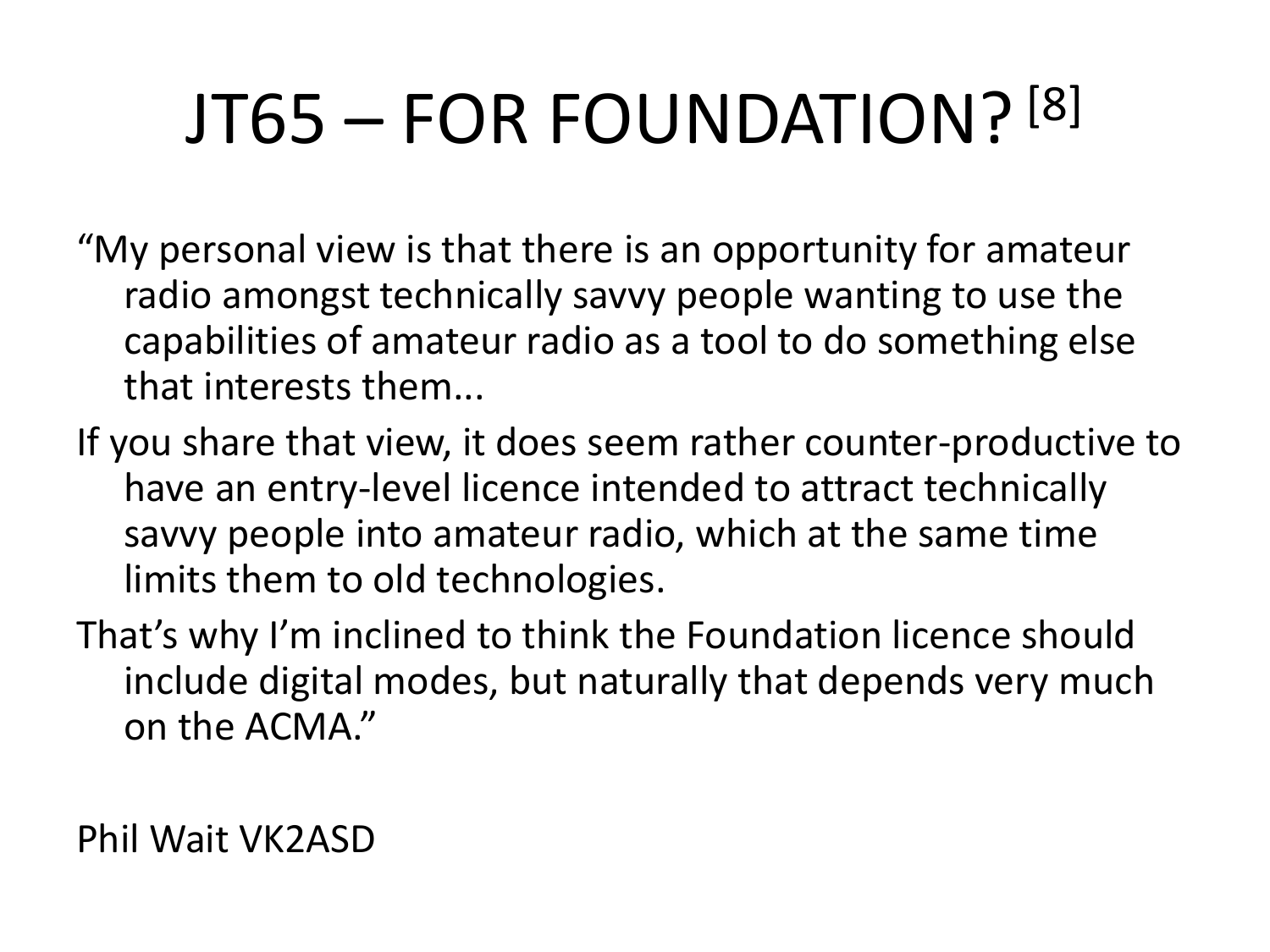# JT65 – FOR FOUNDATION? [8]

"My personal view is that there is an opportunity for amateur radio amongst technically savvy people wanting to use the capabilities of amateur radio as a tool to do something else that interests them...

If you share that view, it does seem rather counter-productive to have an entry-level licence intended to attract technically savvy people into amateur radio, which at the same time limits them to old technologies.

That's why I'm inclined to think the Foundation licence should include digital modes, but naturally that depends very much on the ACMA."

Phil Wait VK2ASD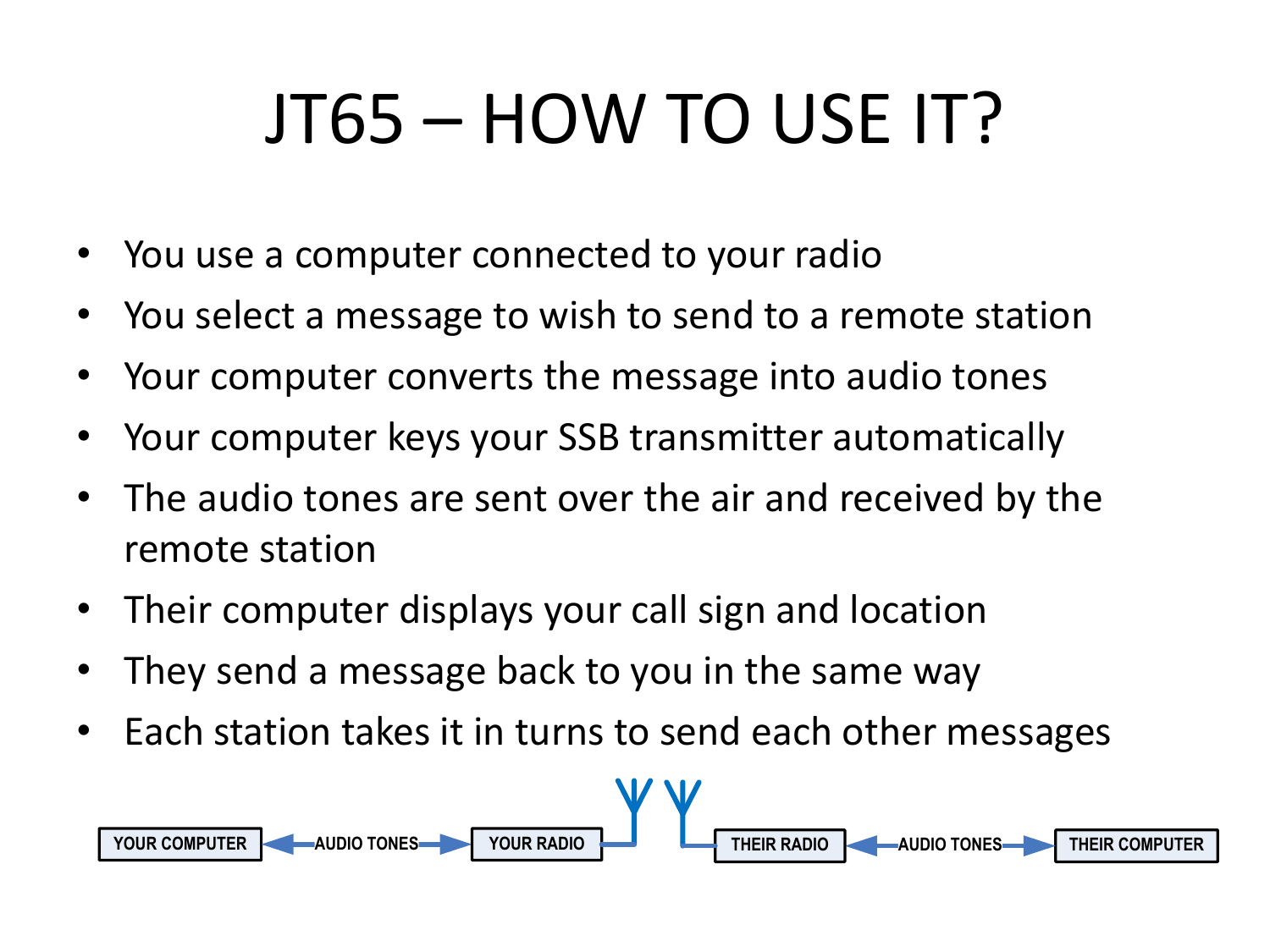# JT65 – HOW TO USE IT?

- You use a computer connected to your radio
- You select a message to wish to send to a remote station
- Your computer converts the message into audio tones
- Your computer keys your SSB transmitter automatically
- The audio tones are sent over the air and received by the remote station
- Their computer displays your call sign and location
- They send a message back to you in the same way
- Each station takes it in turns to send each other messages

YOUR COMPUTER
AUDIO TONES
YOUR RADIO
THEIR RADIO
AUDIO TONES
THEIR COMPUTER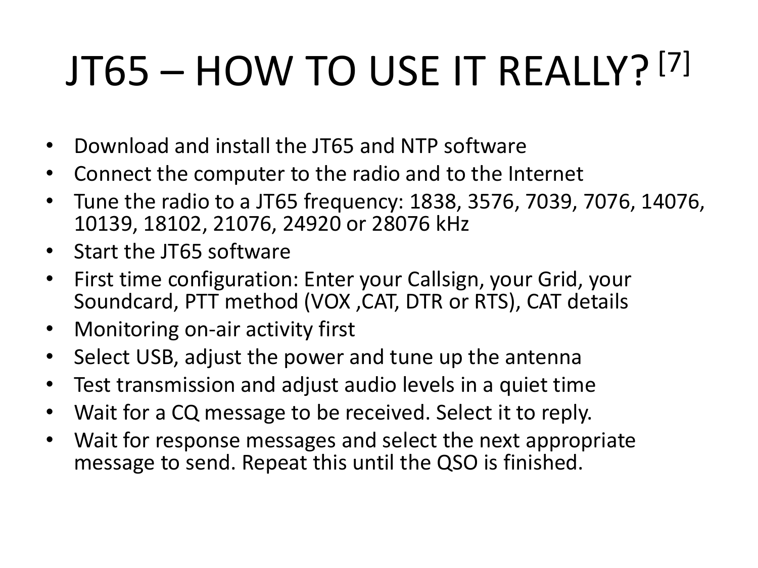# JT65 – HOW TO USE IT REALLY? [7]

- Download and install the JT65 and NTP software
- Connect the computer to the radio and to the Internet
- Tune the radio to a JT65 frequency: 1838, 3576, 7039, 7076, 14076, 10139, 18102, 21076, 24920 or 28076 kHz
- Start the JT65 software
- First time configuration: Enter your Callsign, your Grid, your Soundcard, PTT method (VOX ,CAT, DTR or RTS), CAT details
- Monitoring on-air activity first
- Select USB, adjust the power and tune up the antenna
- Test transmission and adjust audio levels in a quiet time
- Wait for a CQ message to be received. Select it to reply.
- Wait for response messages and select the next appropriate message to send. Repeat this until the QSO is finished.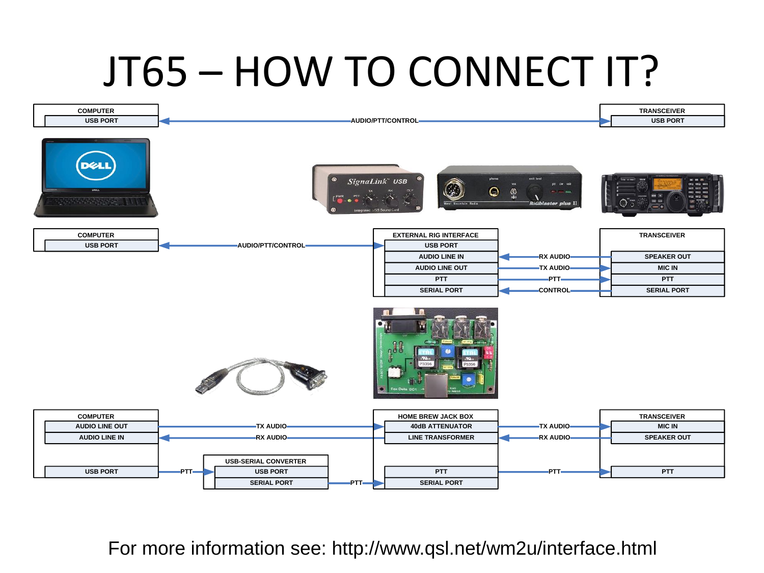# JT65 – HOW TO CONNECT IT?

COMPUTER
USB PORT

AUDIO/PTT/CONTROL

TRANSCEIVER
USB PORT

COMPUTER
USB PORT

AUDIO/PTT/CONTROL

EXTERNAL RIG INTERFACE
USB PORT
AUDIO LINE IN
AUDIO LINE OUT
PTT
SERIAL PORT

RX AUDIO
TX AUDIO
PTT
CONTROL

TRANSCEIVER
SPEAKER OUT
MIC IN
PTT
SERIAL PORT

COMPUTER
AUDIO LINE OUT
AUDIO LINE IN
USB PORT

TX AUDIO
RX AUDIO
PTT

USB-SERIAL CONVERTER
USB PORT
SERIAL PORT

PTT

HOME BREW JACK BOX
40dB ATTENUATOR
LINE TRANSFORMER
PTT
SERIAL PORT

TX AUDIO
RX AUDIO
PTT

TRANSCEIVER
MIC IN
SPEAKER OUT
PTT

For more information see: http://www.qsl.net/wm2u/interface.html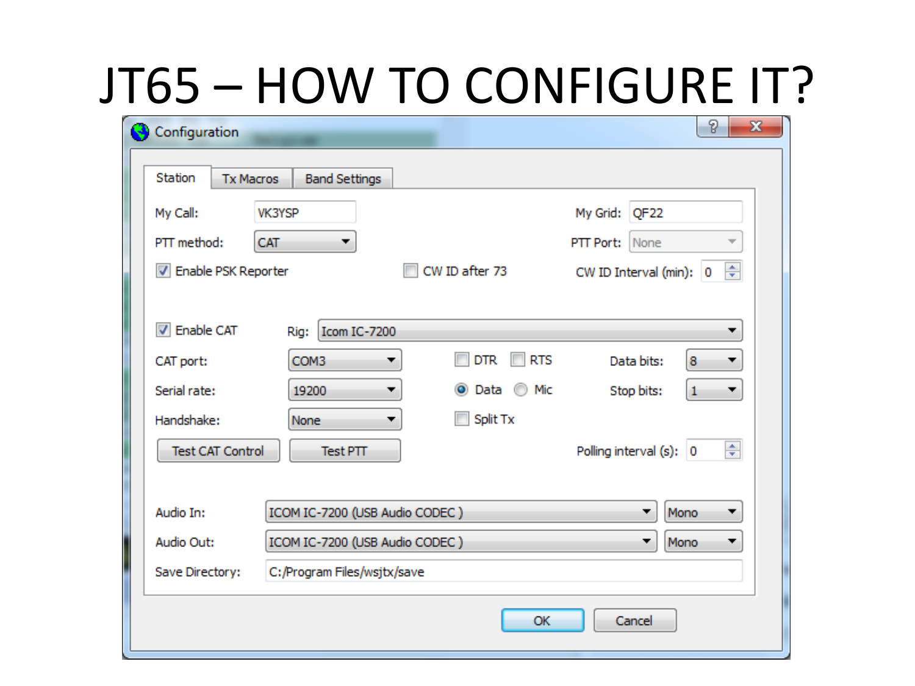# JT65 – HOW TO CONFIGURE IT?

Configuration

Station | Tx Macros | Band Settings

My Call: VK3YSP
My Grid: QF22
PTT method: CAT
PTT Port: None
Enable PSK Reporter
CW ID after 73
CW ID Interval (min): 0

Enable CAT
Rig: Icom IC-7200
CAT port: COM3
DTR
RTS
Data bits: 8
Serial rate: 19200
Data
Mic
Stop bits: 1
Handshake: None
Split Tx
Test CAT Control
Test PTT
Polling interval (s): 0

Audio In: ICOM IC-7200 (USB Audio CODEC ) Mono
Audio Out: ICOM IC-7200 (USB Audio CODEC ) Mono
Save Directory: C:/Program Files/wsjtx/save

OK
Cancel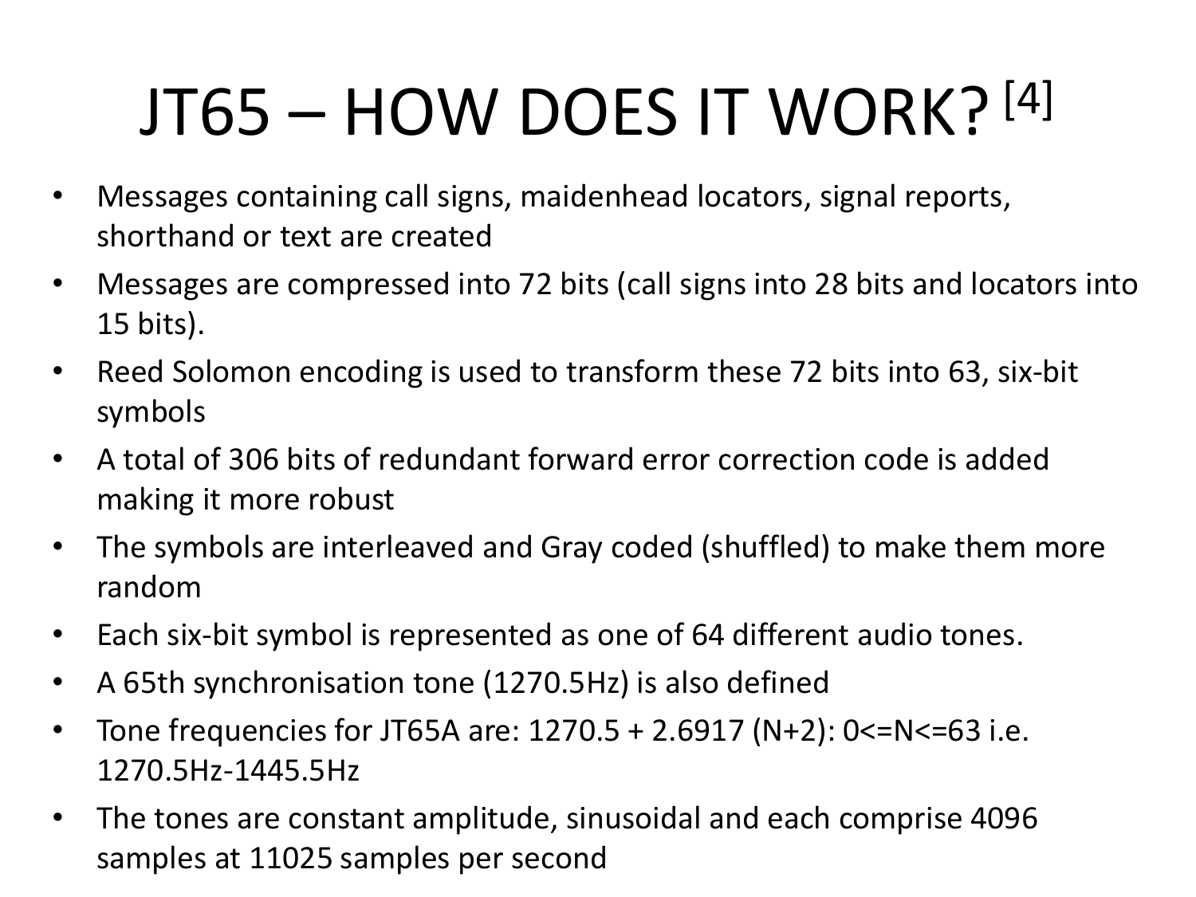# JT65 – HOW DOES IT WORK? [4]

- Messages containing call signs, maidenhead locators, signal reports, shorthand or text are created
- Messages are compressed into 72 bits (call signs into 28 bits and locators into 15 bits).
- Reed Solomon encoding is used to transform these 72 bits into 63, six-bit symbols
- A total of 306 bits of redundant forward error correction code is added making it more robust
- The symbols are interleaved and Gray coded (shuffled) to make them more random
- Each six-bit symbol is represented as one of 64 different audio tones.
- A 65th synchronisation tone (1270.5Hz) is also defined
- Tone frequencies for JT65A are: 1270.5 + 2.6917 (N+2): 0<=N<=63 i.e. 1270.5Hz-1445.5Hz
- The tones are constant amplitude, sinusoidal and each comprise 4096 samples at 11025 samples per second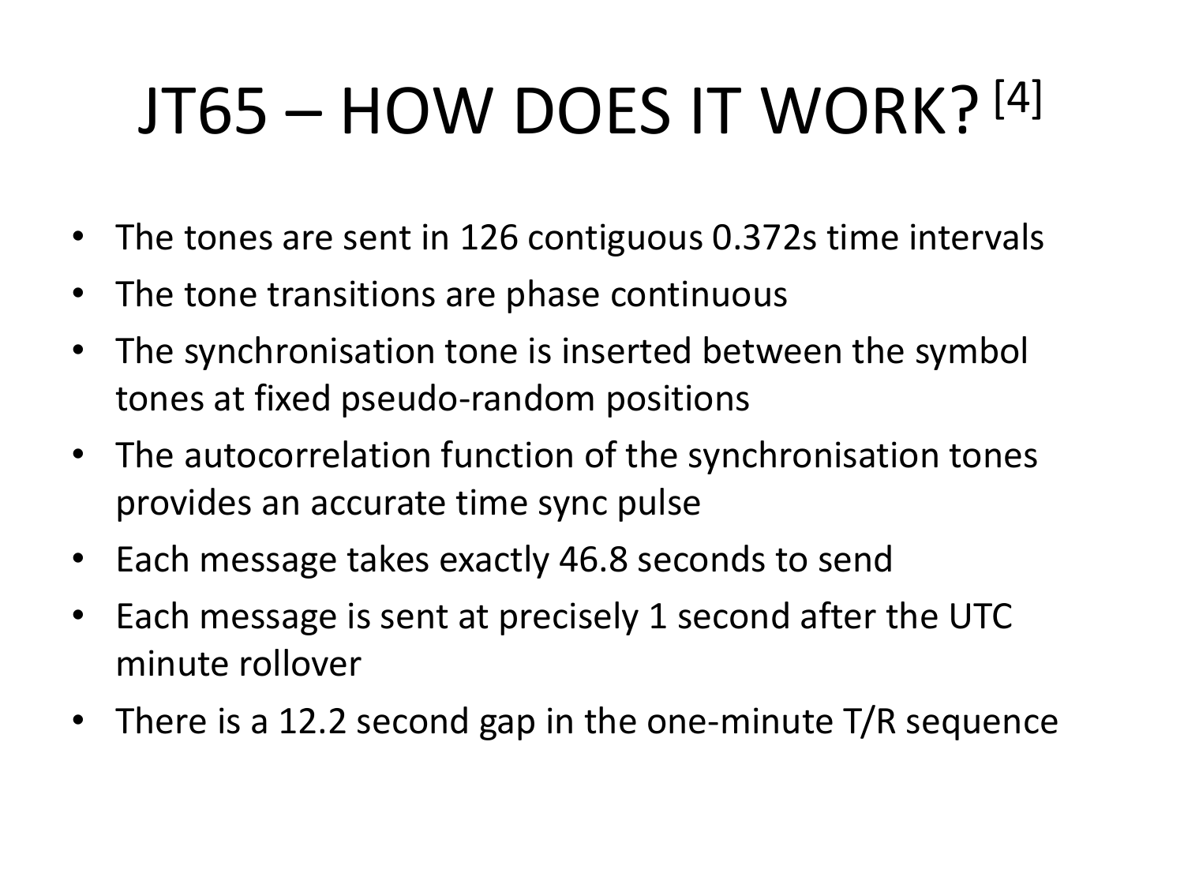# JT65 – HOW DOES IT WORK? [4]

- The tones are sent in 126 contiguous 0.372s time intervals
- The tone transitions are phase continuous
- The synchronisation tone is inserted between the symbol tones at fixed pseudo-random positions
- The autocorrelation function of the synchronisation tones provides an accurate time sync pulse
- Each message takes exactly 46.8 seconds to send
- Each message is sent at precisely 1 second after the UTC minute rollover
- There is a 12.2 second gap in the one-minute T/R sequence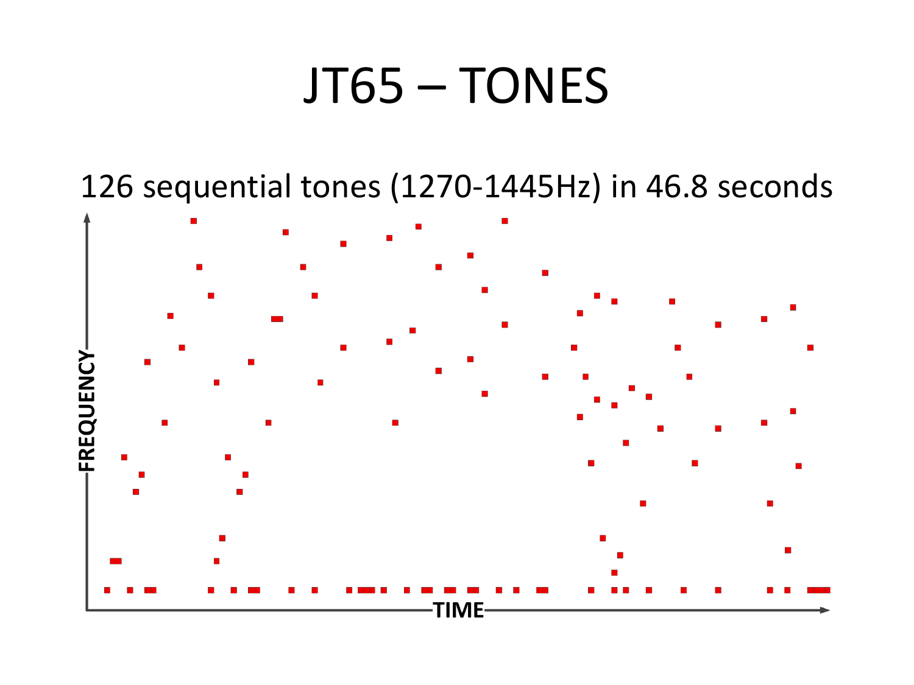# JT65 – TONES

126 sequential tones (1270-1445Hz) in 46.8 seconds

FREQUENCY

TIME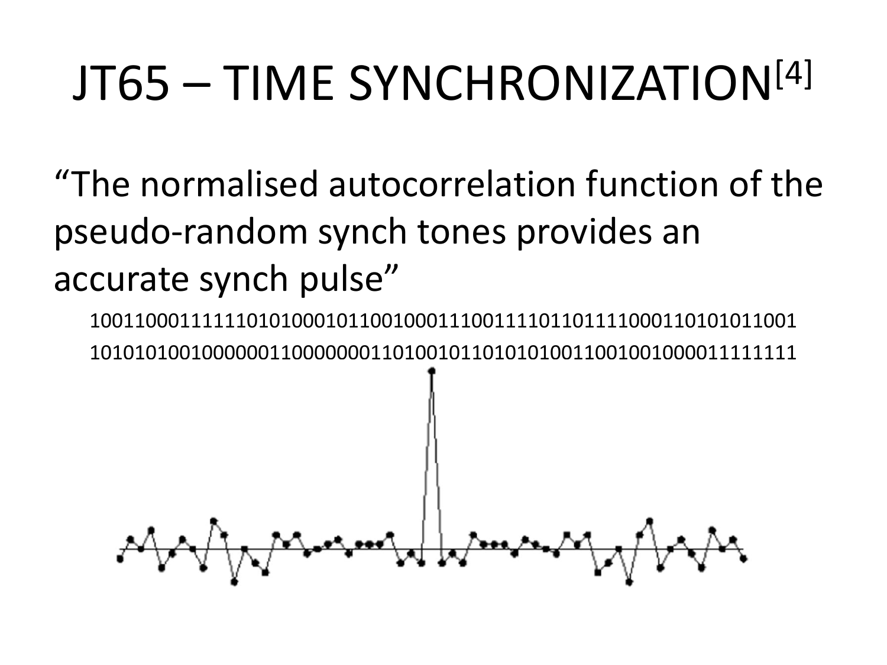# JT65 – TIME SYNCHRONIZATION[4]

"The normalised autocorrelation function of the pseudo-random synch tones provides an accurate synch pulse"

100110001111110101000101100100011100111101101111000110101011001
101010100100000011000000011010010110101010011001001000011111111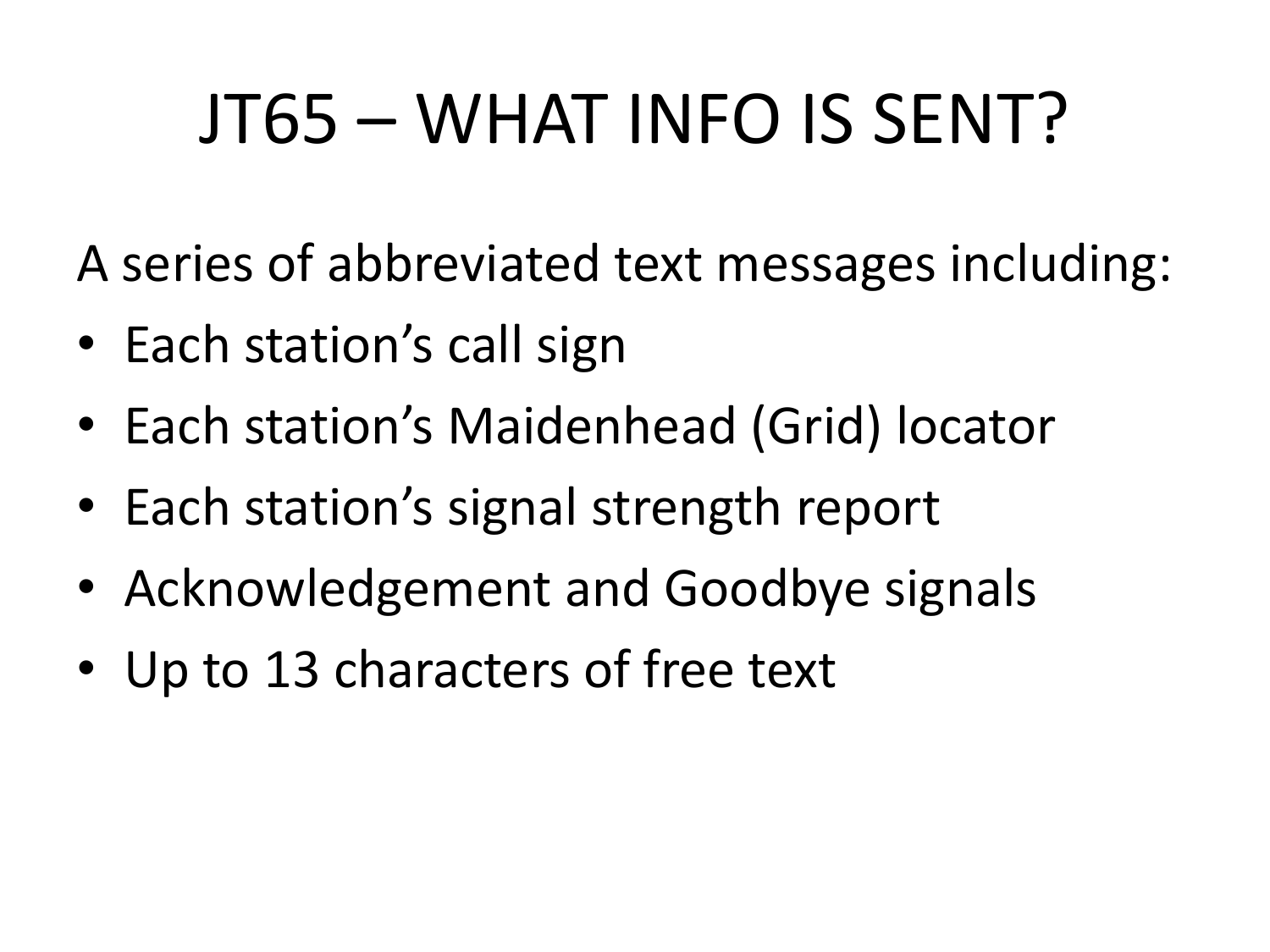# JT65 – WHAT INFO IS SENT?

A series of abbreviated text messages including:

- Each station's call sign
- Each station's Maidenhead (Grid) locator
- Each station's signal strength report
- Acknowledgement and Goodbye signals
- Up to 13 characters of free text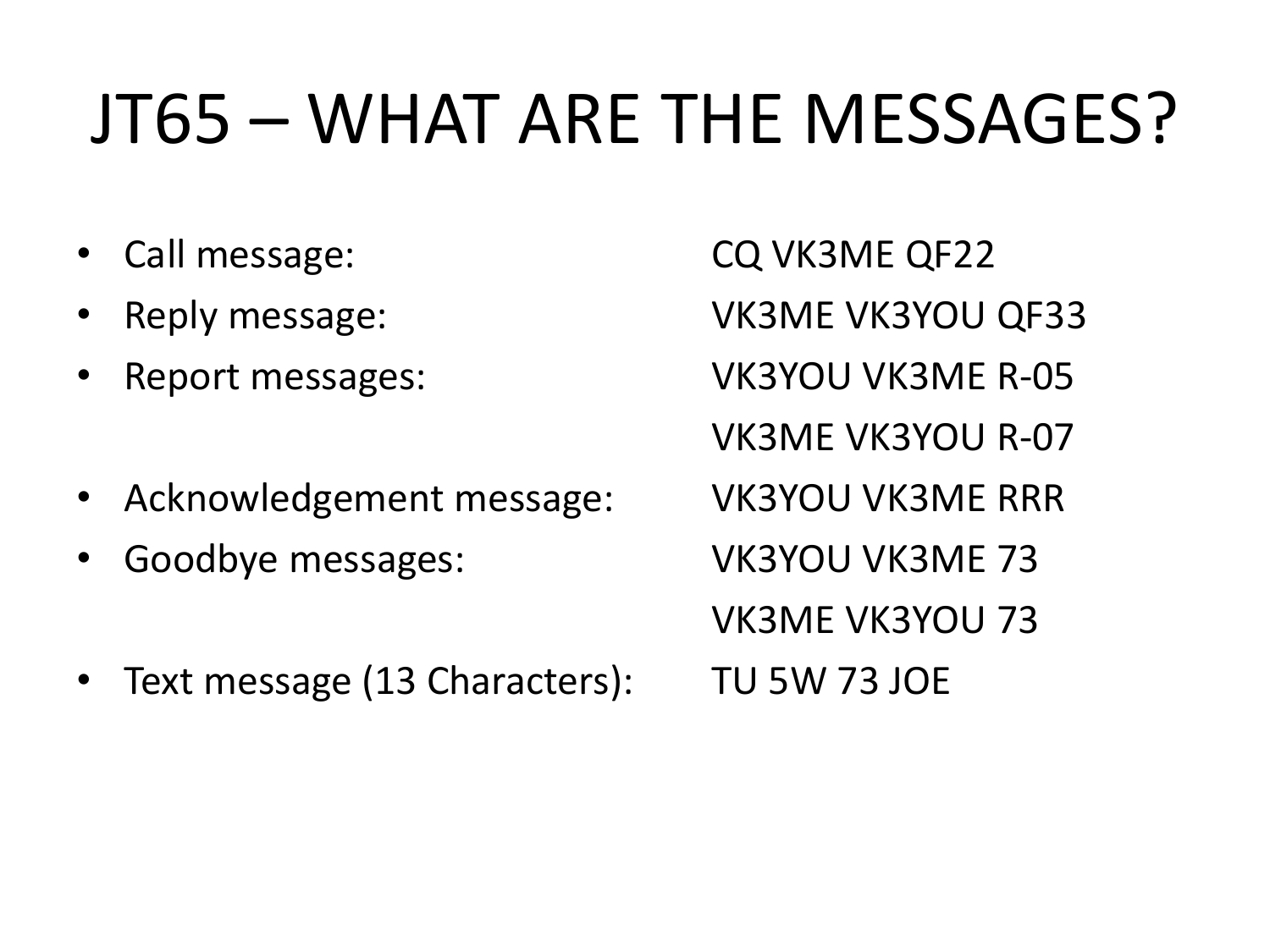# JT65 – WHAT ARE THE MESSAGES?

| | |
|---|---|
| • Call message: | CQ VK3ME QF22 |
| • Reply message: | VK3ME VK3YOU QF33 |
| • Report messages: | VK3YOU VK3ME R-05 |
| | VK3ME VK3YOU R-07 |
| • Acknowledgement message: | VK3YOU VK3ME RRR |
| • Goodbye messages: | VK3YOU VK3ME 73 |
| | VK3ME VK3YOU 73 |
| • Text message (13 Characters): | TU 5W 73 JOE |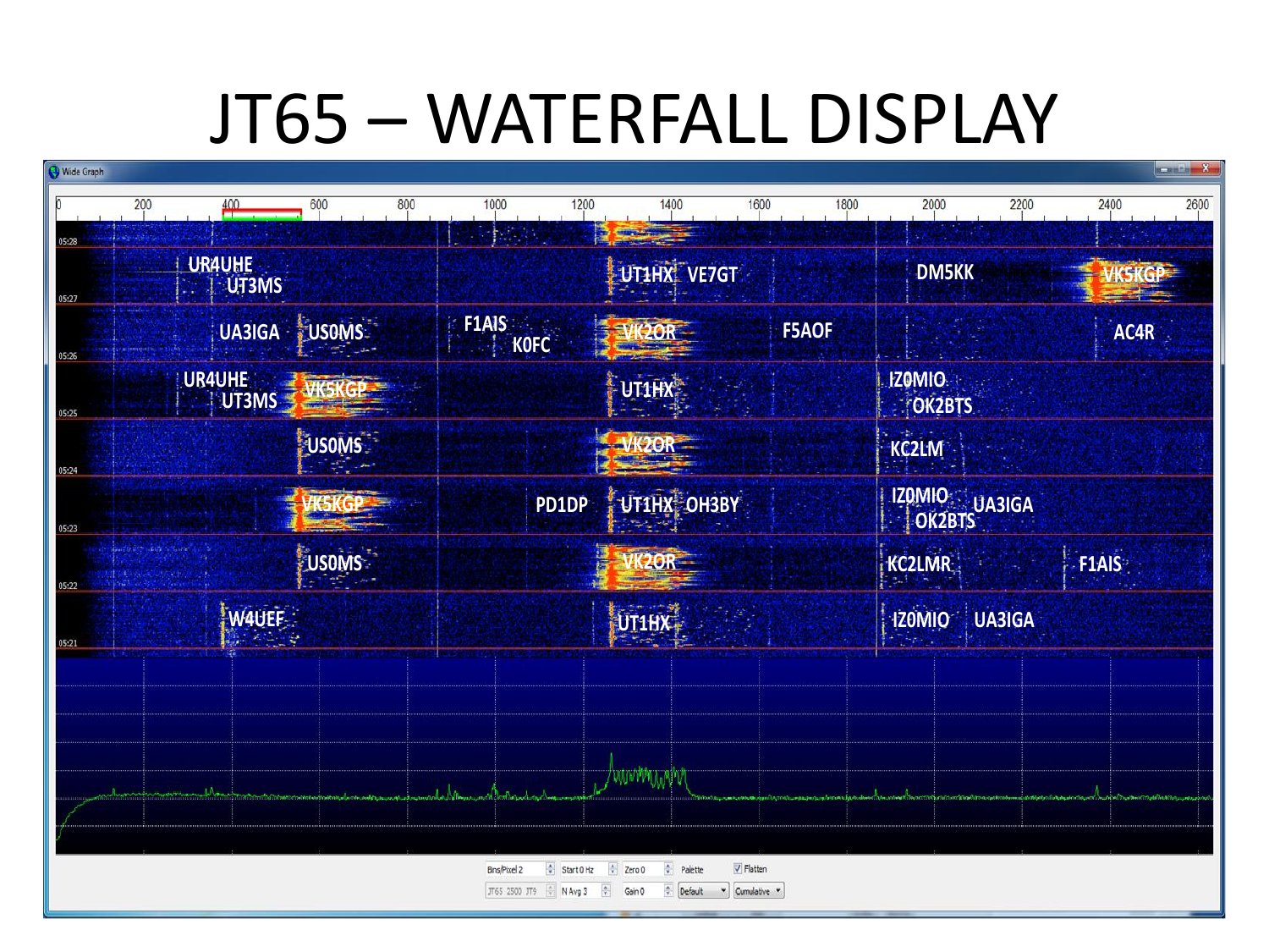# JT65 – WATERFALL DISPLAY

Wide Graph

0 200 400 600 800 1000 1200 1400 1600 1800 2000 2200 2400 2600

05:28

05:27

UR4UHE UT3MS UT1HX VE7GT DM5KK VK5KGP

05:26

UA3IGA US0MS F1AIS K0FC VK2OR F5AOF AC4R

05:25

UR4UHE UT3MS VK5KGP UT1HX IZ0MIO OK2BTS

05:24

US0MS VK2OR KC2LM

05:23

VK5KGP PD1DP UT1HX OH3BY IZ0MIO OK2BTS UA3IGA

05:22

US0MS VK2OR KC2LMR F1AIS

05:21

W4UEF UT1HX IZ0MIO UA3IGA

Bins/Pixel 2 Start 0 Hz Zero 0 Palette Flatten

JT65 2500 JT9 N Avg 3 Gain 0 Default Cumulative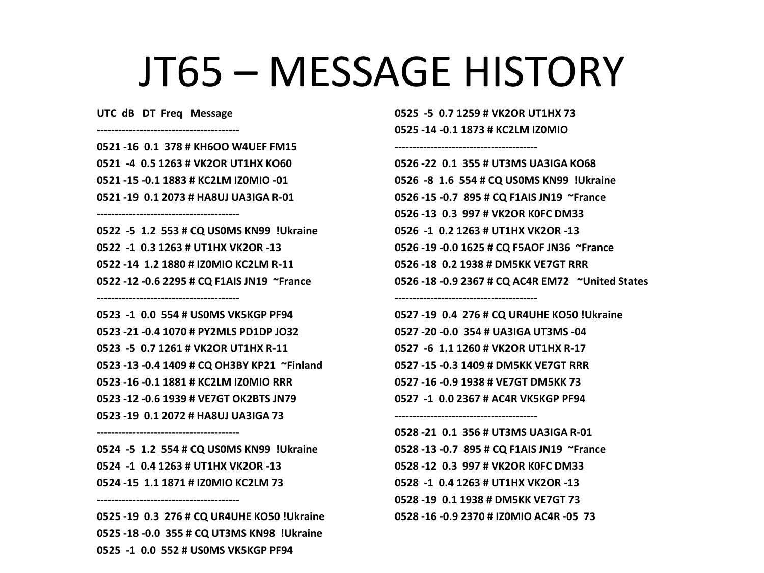# JT65 – MESSAGE HISTORY

```
UTC  dB   DT  Freq   Message
----------------------------------------
0521 -16  0.1  378 # KH6OO W4UEF FM15
0521  -4  0.5 1263 # VK2OR UT1HX KO60
0521 -15 -0.1 1883 # KC2LM IZ0MIO -01
0521 -19  0.1 2073 # HA8UJ UA3IGA R-01
----------------------------------------
0522  -5  1.2  553 # CQ US0MS KN99  !Ukraine
0522  -1  0.3 1263 # UT1HX VK2OR -13
0522 -14  1.2 1880 # IZ0MIO KC2LM R-11
0522 -12 -0.6 2295 # CQ F1AIS JN19  ~France
----------------------------------------
0523  -1  0.0  554 # US0MS VK5KGP PF94
0523 -21 -0.4 1070 # PY2MLS PD1DP JO32
0523  -5  0.7 1261 # VK2OR UT1HX R-11
0523 -13 -0.4 1409 # CQ OH3BY KP21  ~Finland
0523 -16 -0.1 1881 # KC2LM IZ0MIO RRR
0523 -12 -0.6 1939 # VE7GT OK2BTS JN79
0523 -19  0.1 2072 # HA8UJ UA3IGA 73
----------------------------------------
0524  -5  1.2  554 # CQ US0MS KN99  !Ukraine
0524  -1  0.4 1263 # UT1HX VK2OR -13
0524 -15  1.1 1871 # IZ0MIO KC2LM 73
----------------------------------------
0525 -19  0.3  276 # CQ UR4UHE KO50 !Ukraine
0525 -18 -0.0  355 # CQ UT3MS KN98  !Ukraine
0525  -1  0.0  552 # US0MS VK5KGP PF94
0525  -5  0.7 1259 # VK2OR UT1HX 73
0525 -14 -0.1 1873 # KC2LM IZ0MIO
----------------------------------------
0526 -22  0.1  355 # UT3MS UA3IGA KO68
0526  -8  1.6  554 # CQ US0MS KN99  !Ukraine
0526 -15 -0.7  895 # CQ F1AIS JN19  ~France
0526 -13  0.3  997 # VK2OR K0FC DM33
0526  -1  0.2 1263 # UT1HX VK2OR -13
0526 -19 -0.0 1625 # CQ F5AOF JN36  ~France
0526 -18  0.2 1938 # DM5KK VE7GT RRR
0526 -18 -0.9 2367 # CQ AC4R EM72   ~United States
----------------------------------------
0527 -19  0.4  276 # CQ UR4UHE KO50 !Ukraine
0527 -20 -0.0  354 # UA3IGA UT3MS -04
0527  -6  1.1 1260 # VK2OR UT1HX R-17
0527 -15 -0.3 1409 # DM5KK VE7GT RRR
0527 -16 -0.9 1938 # VE7GT DM5KK 73
0527  -1  0.0 2367 # AC4R VK5KGP PF94
----------------------------------------
0528 -21  0.1  356 # UT3MS UA3IGA R-01
0528 -13 -0.7  895 # CQ F1AIS JN19  ~France
0528 -12  0.3  997 # VK2OR K0FC DM33
0528  -1  0.4 1263 # UT1HX VK2OR -13
0528 -19  0.1 1938 # DM5KK VE7GT 73
0528 -16 -0.9 2370 # IZ0MIO AC4R -05  73
```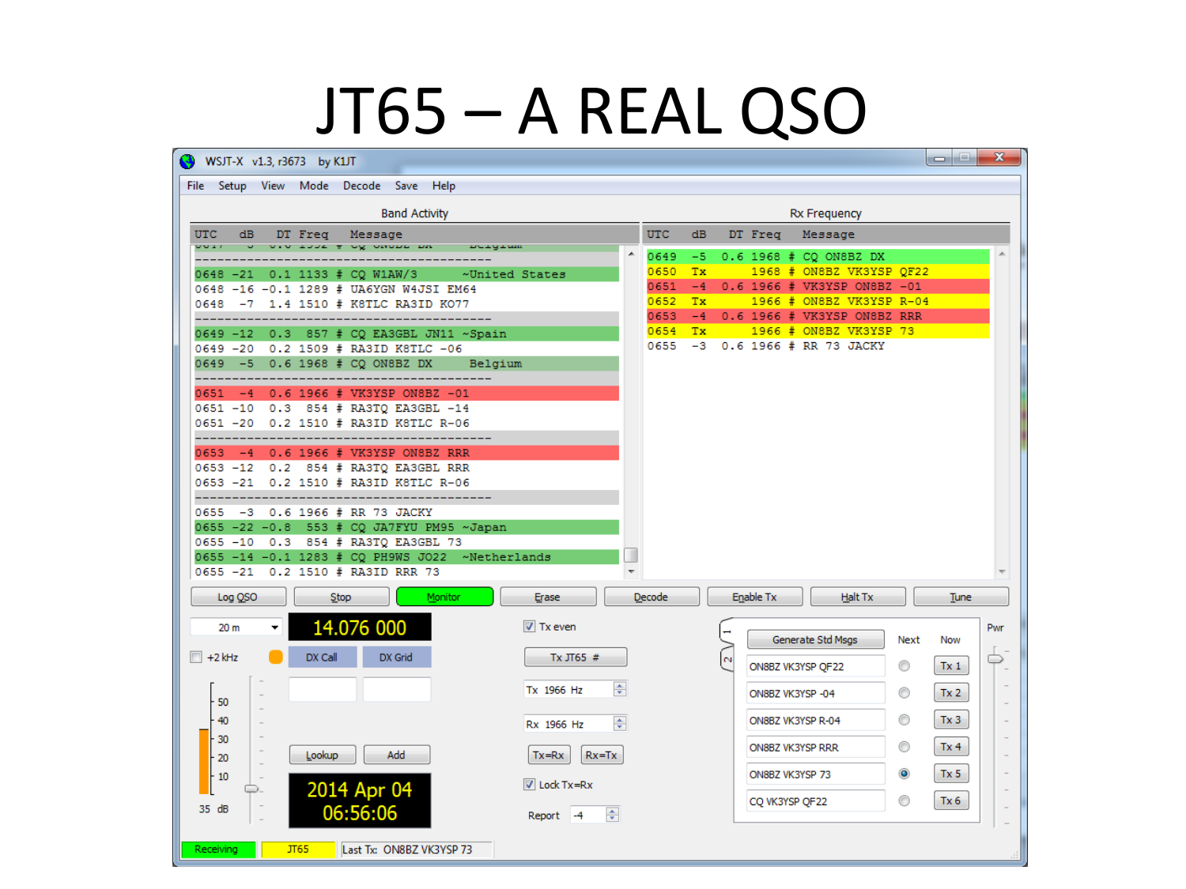# JT65 – A REAL QSO

WSJT-X v1.3, r3673 by K1JT

File Setup View Mode Decode Save Help

Band Activity

| UTC | dB | DT | Freq | Message |
|---|---|---|---|---|
| 0648 | -21 | 0.1 | 1133 | # CQ W1AW/3 ~United States |
| 0648 | -16 | -0.1 | 1289 | # UA6YGN W4JSI EM64 |
| 0648 | -7 | 1.4 | 1510 | # K8TLC RA3ID KO77 |
| 0649 | -12 | 0.3 | 857 | # CQ EA3GBL JN11 ~Spain |
| 0649 | -20 | 0.2 | 1509 | # RA3ID K8TLC -06 |
| 0649 | -5 | 0.6 | 1968 | # CQ ON8BZ DX Belgium |
| 0651 | -4 | 0.6 | 1966 | # VK3YSP ON8BZ -01 |
| 0651 | -10 | 0.3 | 854 | # RA3TQ EA3GBL -14 |
| 0651 | -20 | 0.2 | 1510 | # RA3ID K8TLC R-06 |
| 0653 | -4 | 0.6 | 1966 | # VK3YSP ON8BZ RRR |
| 0653 | -12 | 0.2 | 854 | # RA3TQ EA3GBL RRR |
| 0653 | -21 | 0.2 | 1510 | # RA3ID K8TLC R-06 |
| 0655 | -3 | 0.6 | 1966 | # RR 73 JACKY |
| 0655 | -22 | -0.8 | 553 | # CQ JA7FYU PM95 ~Japan |
| 0655 | -10 | 0.3 | 854 | # RA3TQ EA3GBL 73 |
| 0655 | -14 | -0.1 | 1283 | # CQ PH9WS JO22 ~Netherlands |
| 0655 | -21 | 0.2 | 1510 | # RA3ID RRR 73 |

Rx Frequency

| UTC | dB | DT | Freq | Message |
|---|---|---|---|---|
| 0649 | -5 | 0.6 | 1968 | # CQ ON8BZ DX |
| 0650 | Tx | | 1968 | # ON8BZ VK3YSP QF22 |
| 0651 | -4 | 0.6 | 1966 | # VK3YSP ON8BZ -01 |
| 0652 | Tx | | 1966 | # ON8BZ VK3YSP R-04 |
| 0653 | -4 | 0.6 | 1966 | # VK3YSP ON8BZ RRR |
| 0654 | Tx | | 1966 | # ON8BZ VK3YSP 73 |
| 0655 | -3 | 0.6 | 1966 | # RR 73 JACKY |

Log QSO | Stop | Monitor | Erase | Decode | Enable Tx | Halt Tx | Tune

20 m | 14.076 000 | Tx even | +2 kHz | DX Call | DX Grid | Tx JT65 # | Tx 1966 Hz | Rx 1966 Hz | Lookup | Add | Tx=Rx | Rx=Tx | Lock Tx=Rx | Report -4

2014 Apr 04
06:56:06

35 dB

Generate Std Msgs | Next | Now | Pwr

| Message | Button |
|---|---|
| ON8BZ VK3YSP QF22 | Tx 1 |
| ON8BZ VK3YSP -04 | Tx 2 |
| ON8BZ VK3YSP R-04 | Tx 3 |
| ON8BZ VK3YSP RRR | Tx 4 |
| ON8BZ VK3YSP 73 | Tx 5 |
| CQ VK3YSP QF22 | Tx 6 |

Receiving | JT65 | Last Tx: ON8BZ VK3YSP 73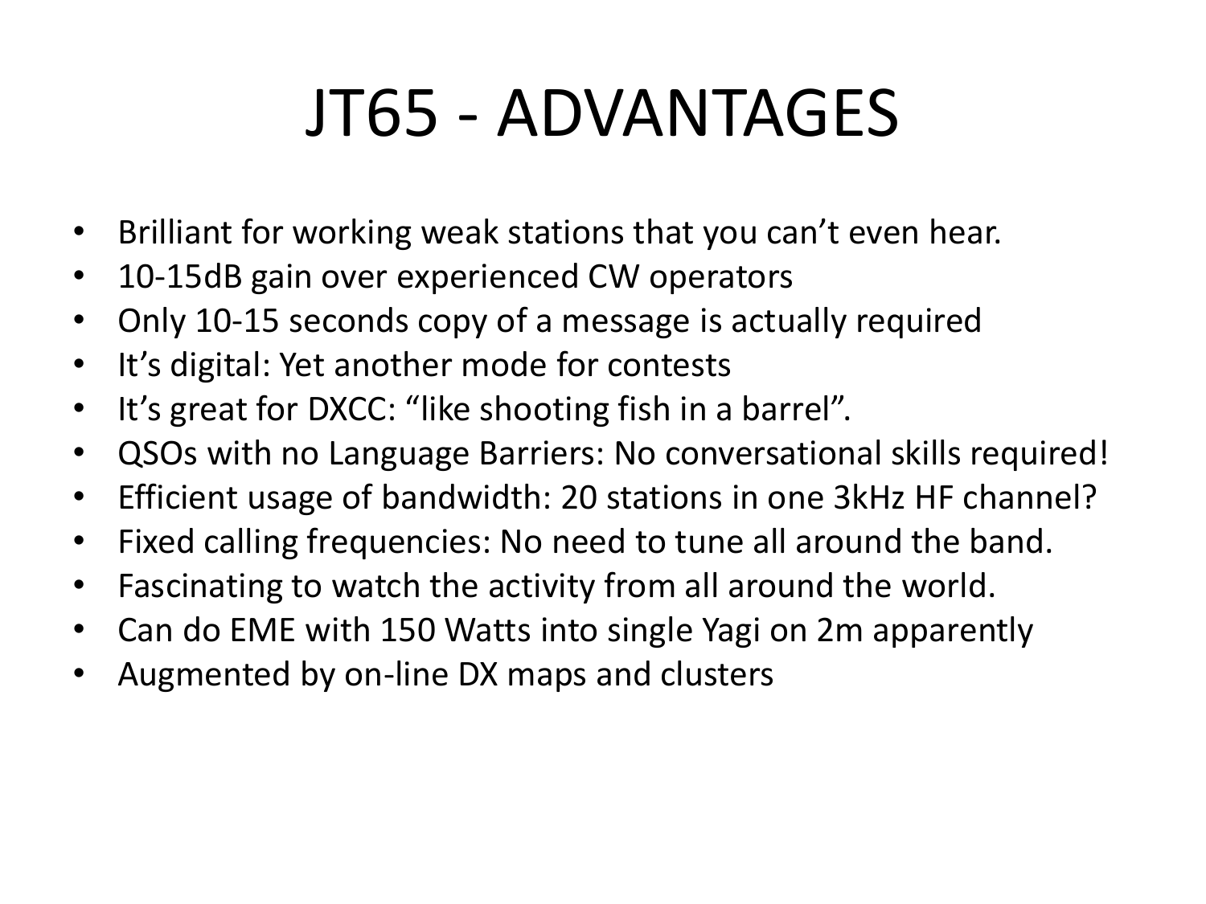# JT65 - ADVANTAGES

- Brilliant for working weak stations that you can’t even hear.
- 10-15dB gain over experienced CW operators
- Only 10-15 seconds copy of a message is actually required
- It’s digital: Yet another mode for contests
- It’s great for DXCC: “like shooting fish in a barrel”.
- QSOs with no Language Barriers: No conversational skills required!
- Efficient usage of bandwidth: 20 stations in one 3kHz HF channel?
- Fixed calling frequencies: No need to tune all around the band.
- Fascinating to watch the activity from all around the world.
- Can do EME with 150 Watts into single Yagi on 2m apparently
- Augmented by on-line DX maps and clusters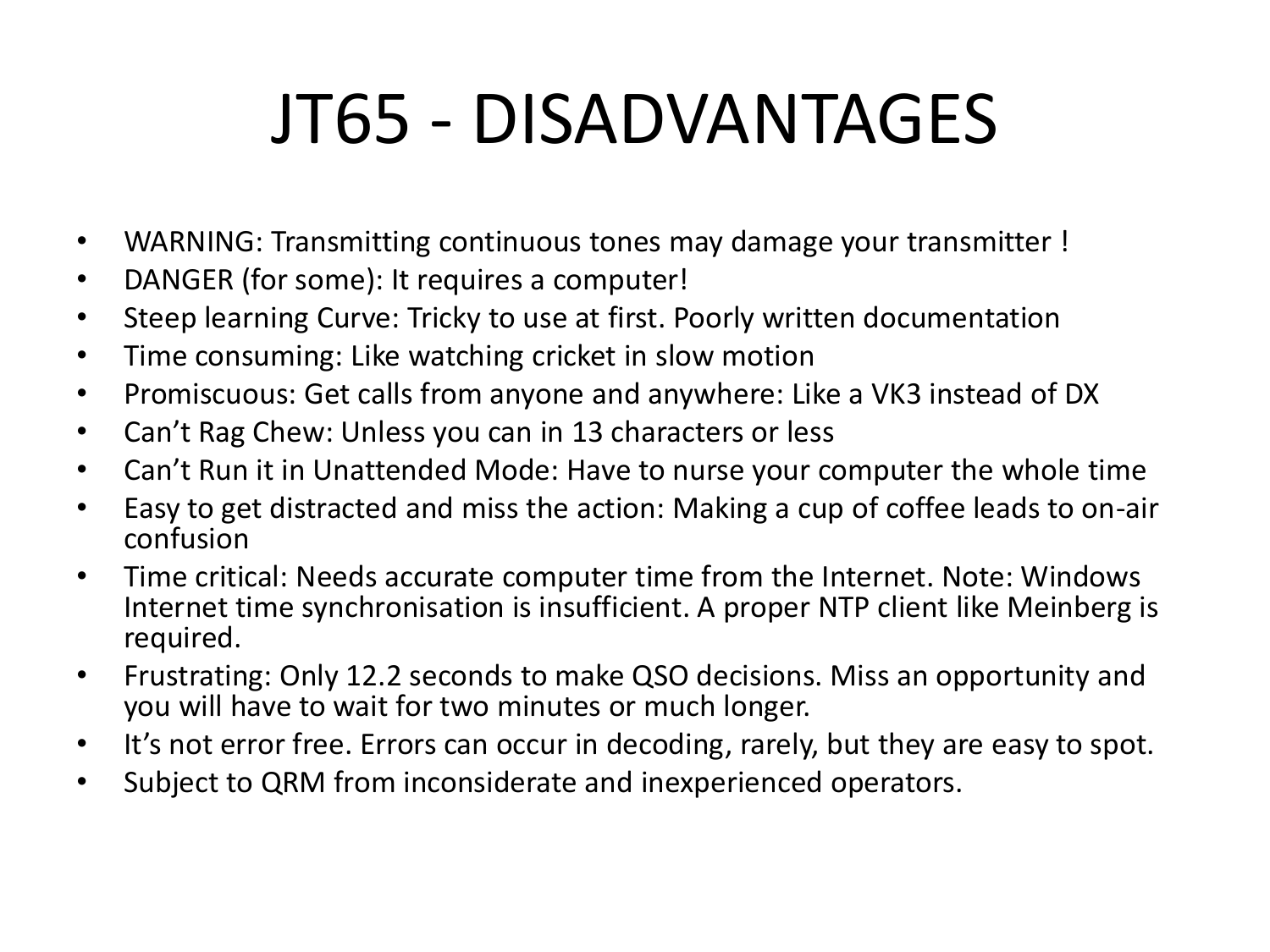# JT65 - DISADVANTAGES

- WARNING: Transmitting continuous tones may damage your transmitter !
- DANGER (for some): It requires a computer!
- Steep learning Curve: Tricky to use at first. Poorly written documentation
- Time consuming: Like watching cricket in slow motion
- Promiscuous: Get calls from anyone and anywhere: Like a VK3 instead of DX
- Can't Rag Chew: Unless you can in 13 characters or less
- Can't Run it in Unattended Mode: Have to nurse your computer the whole time
- Easy to get distracted and miss the action: Making a cup of coffee leads to on-air confusion
- Time critical: Needs accurate computer time from the Internet. Note: Windows Internet time synchronisation is insufficient. A proper NTP client like Meinberg is required.
- Frustrating: Only 12.2 seconds to make QSO decisions. Miss an opportunity and you will have to wait for two minutes or much longer.
- It's not error free. Errors can occur in decoding, rarely, but they are easy to spot.
- Subject to QRM from inconsiderate and inexperienced operators.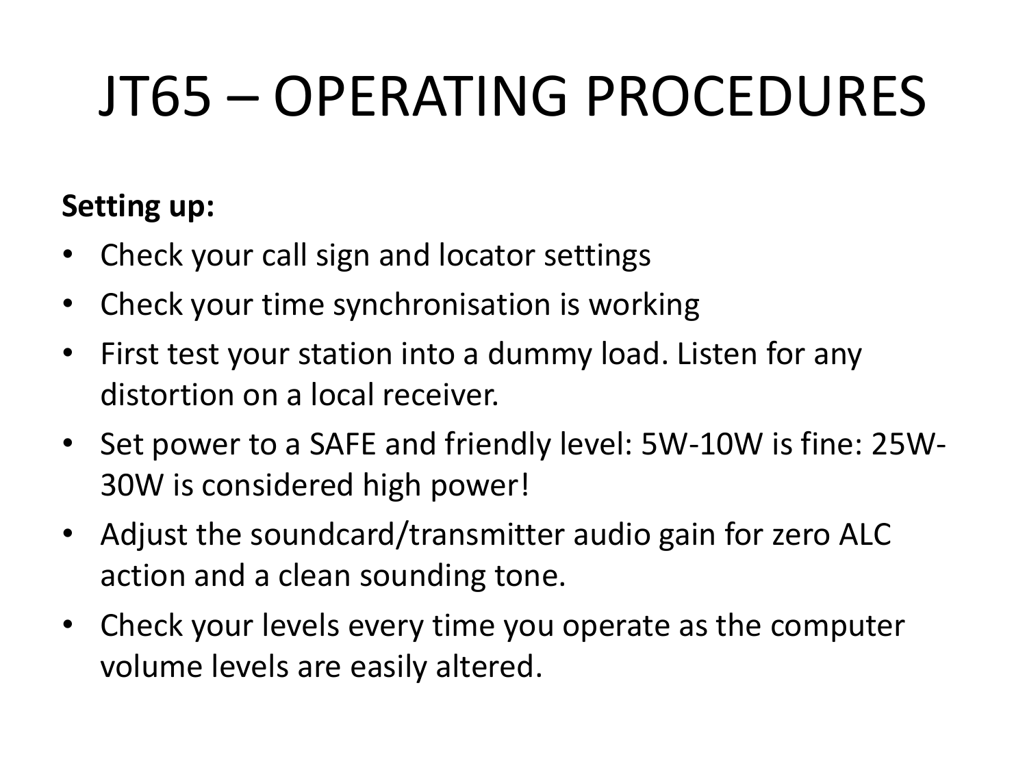# JT65 – OPERATING PROCEDURES

**Setting up:**

- Check your call sign and locator settings
- Check your time synchronisation is working
- First test your station into a dummy load. Listen for any distortion on a local receiver.
- Set power to a SAFE and friendly level: 5W-10W is fine: 25W-30W is considered high power!
- Adjust the soundcard/transmitter audio gain for zero ALC action and a clean sounding tone.
- Check your levels every time you operate as the computer volume levels are easily altered.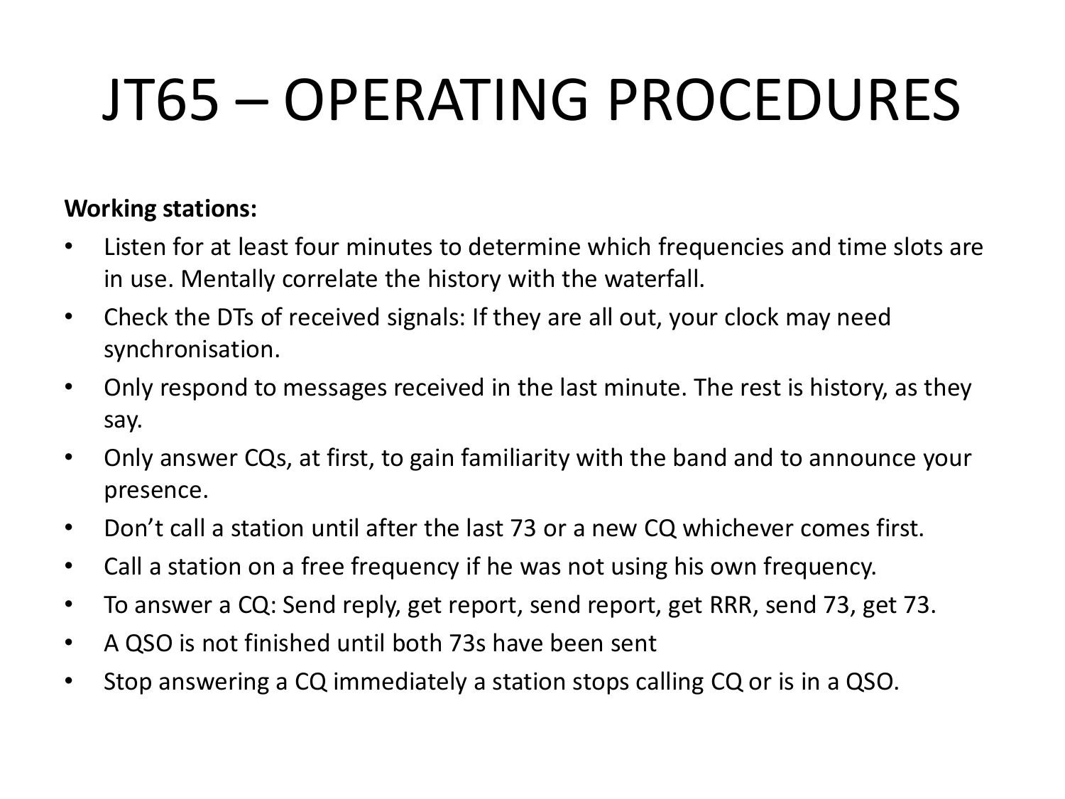# JT65 – OPERATING PROCEDURES

**Working stations:**

- Listen for at least four minutes to determine which frequencies and time slots are in use. Mentally correlate the history with the waterfall.
- Check the DTs of received signals: If they are all out, your clock may need synchronisation.
- Only respond to messages received in the last minute. The rest is history, as they say.
- Only answer CQs, at first, to gain familiarity with the band and to announce your presence.
- Don't call a station until after the last 73 or a new CQ whichever comes first.
- Call a station on a free frequency if he was not using his own frequency.
- To answer a CQ: Send reply, get report, send report, get RRR, send 73, get 73.
- A QSO is not finished until both 73s have been sent
- Stop answering a CQ immediately a station stops calling CQ or is in a QSO.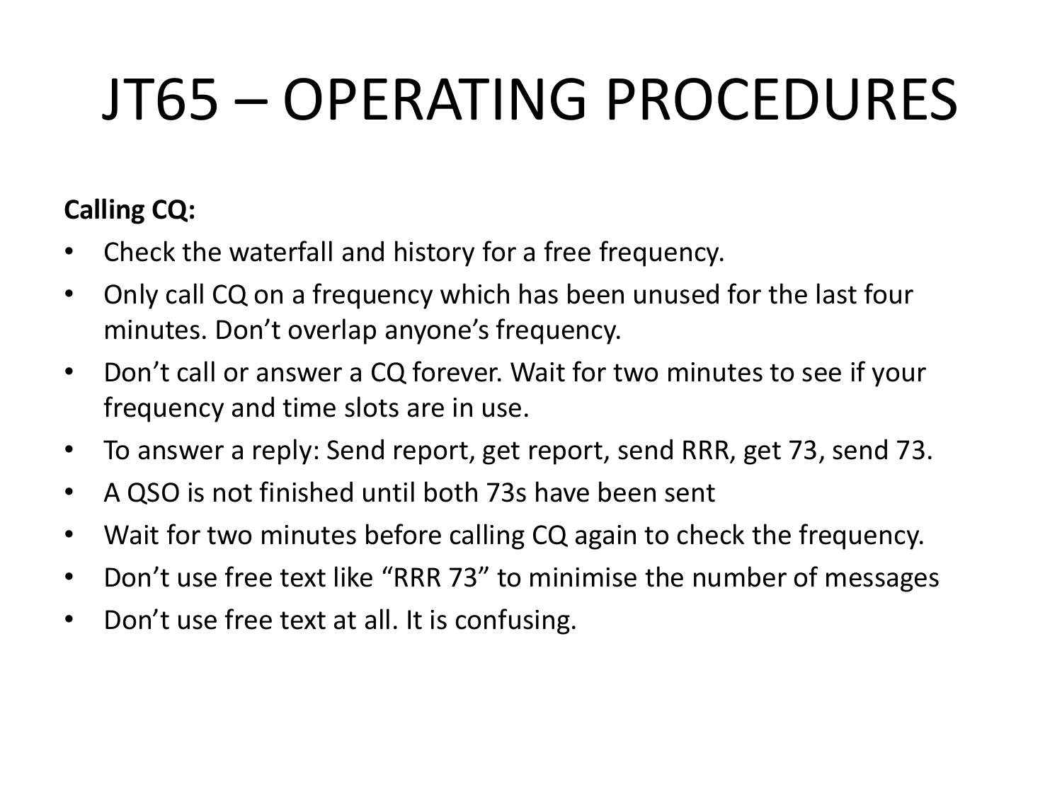# JT65 – OPERATING PROCEDURES

**Calling CQ:**

- Check the waterfall and history for a free frequency.
- Only call CQ on a frequency which has been unused for the last four minutes. Don't overlap anyone's frequency.
- Don't call or answer a CQ forever. Wait for two minutes to see if your frequency and time slots are in use.
- To answer a reply: Send report, get report, send RRR, get 73, send 73.
- A QSO is not finished until both 73s have been sent
- Wait for two minutes before calling CQ again to check the frequency.
- Don't use free text like "RRR 73" to minimise the number of messages
- Don't use free text at all. It is confusing.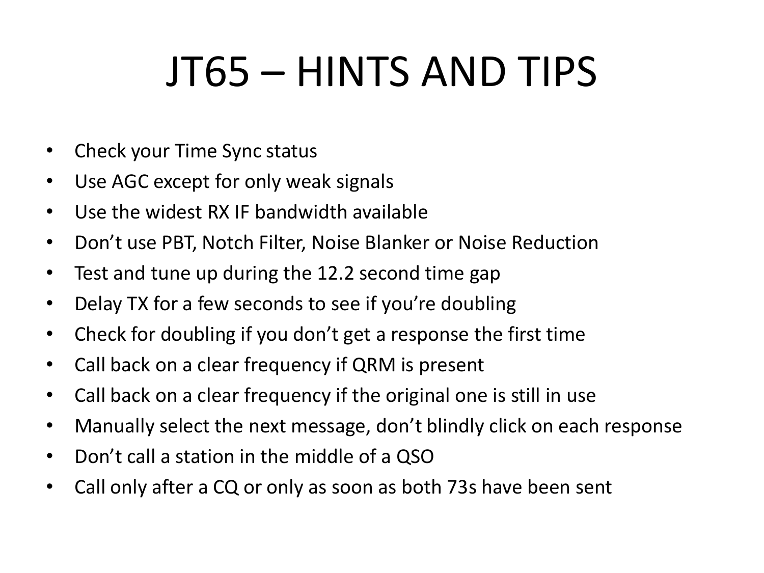# JT65 – HINTS AND TIPS

- Check your Time Sync status
- Use AGC except for only weak signals
- Use the widest RX IF bandwidth available
- Don’t use PBT, Notch Filter, Noise Blanker or Noise Reduction
- Test and tune up during the 12.2 second time gap
- Delay TX for a few seconds to see if you’re doubling
- Check for doubling if you don’t get a response the first time
- Call back on a clear frequency if QRM is present
- Call back on a clear frequency if the original one is still in use
- Manually select the next message, don’t blindly click on each response
- Don’t call a station in the middle of a QSO
- Call only after a CQ or only as soon as both 73s have been sent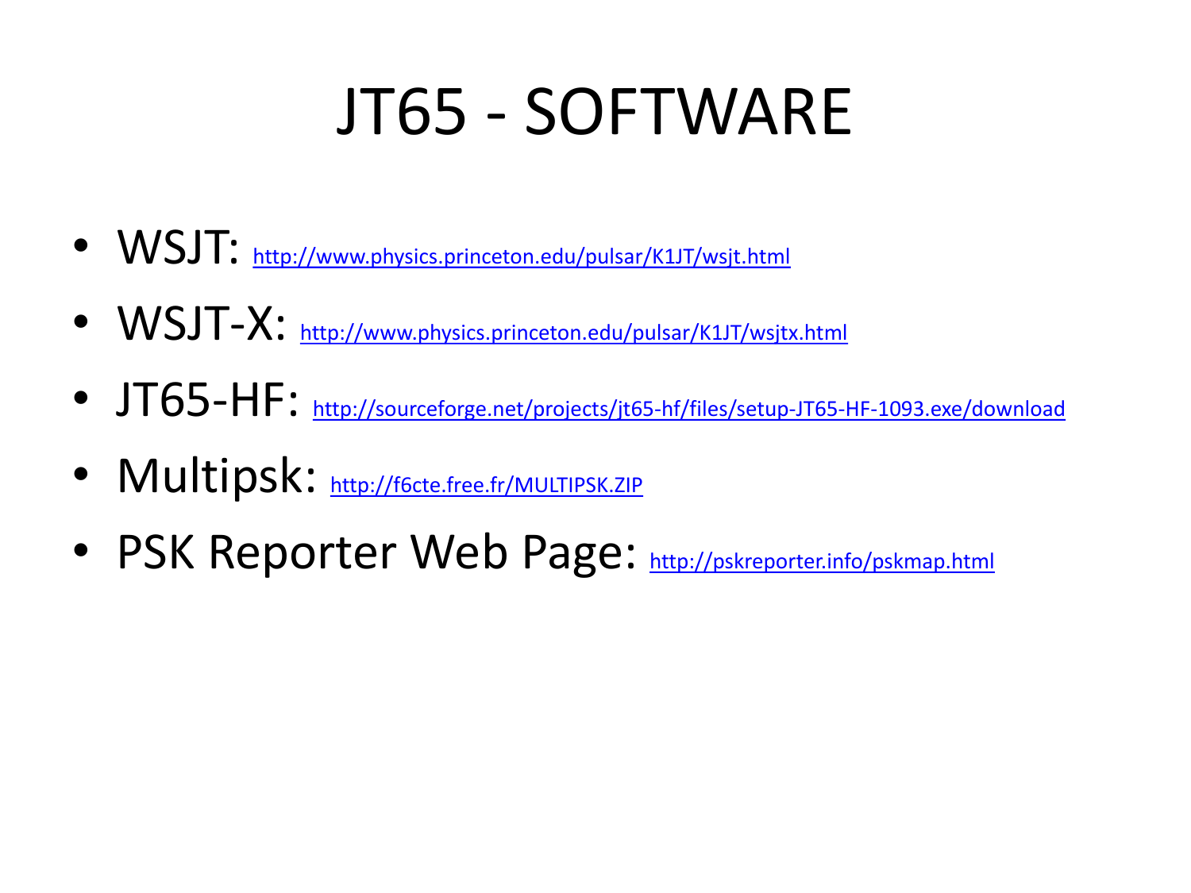# JT65 - SOFTWARE

- WSJT: http://www.physics.princeton.edu/pulsar/K1JT/wsjt.html
- WSJT-X: http://www.physics.princeton.edu/pulsar/K1JT/wsjtx.html
- JT65-HF: http://sourceforge.net/projects/jt65-hf/files/setup-JT65-HF-1093.exe/download
- Multipsk: http://f6cte.free.fr/MULTIPSK.ZIP
- PSK Reporter Web Page: http://pskreporter.info/pskmap.html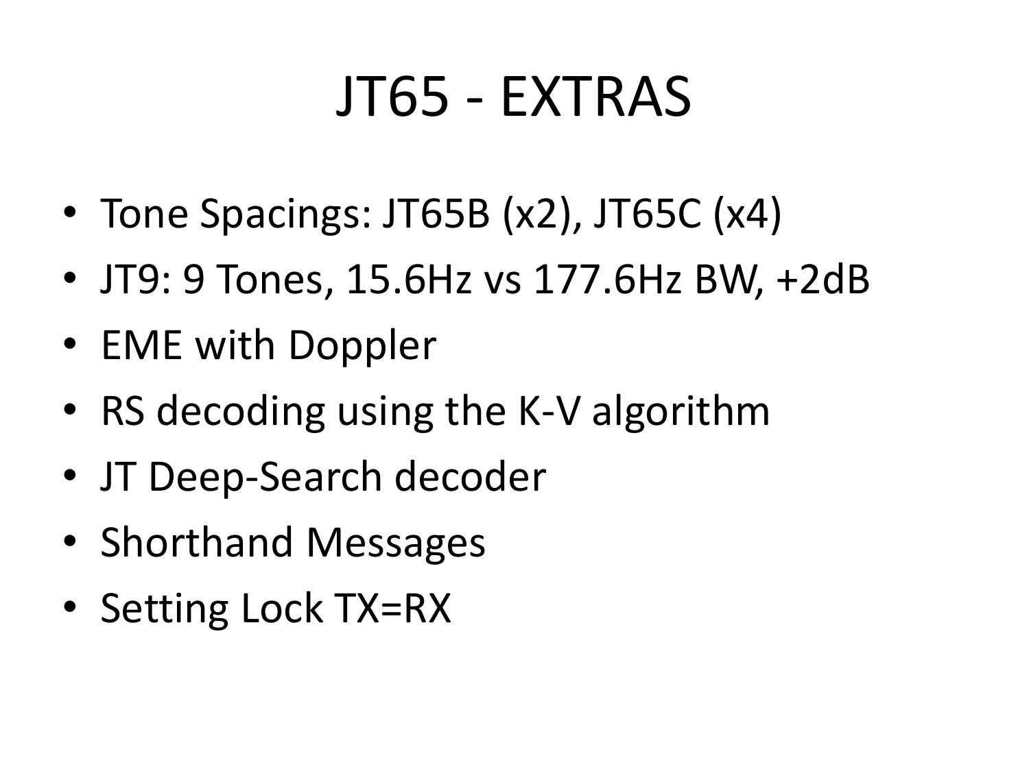# JT65 - EXTRAS

- Tone Spacings: JT65B (x2), JT65C (x4)
- JT9: 9 Tones, 15.6Hz vs 177.6Hz BW, +2dB
- EME with Doppler
- RS decoding using the K-V algorithm
- JT Deep-Search decoder
- Shorthand Messages
- Setting Lock TX=RX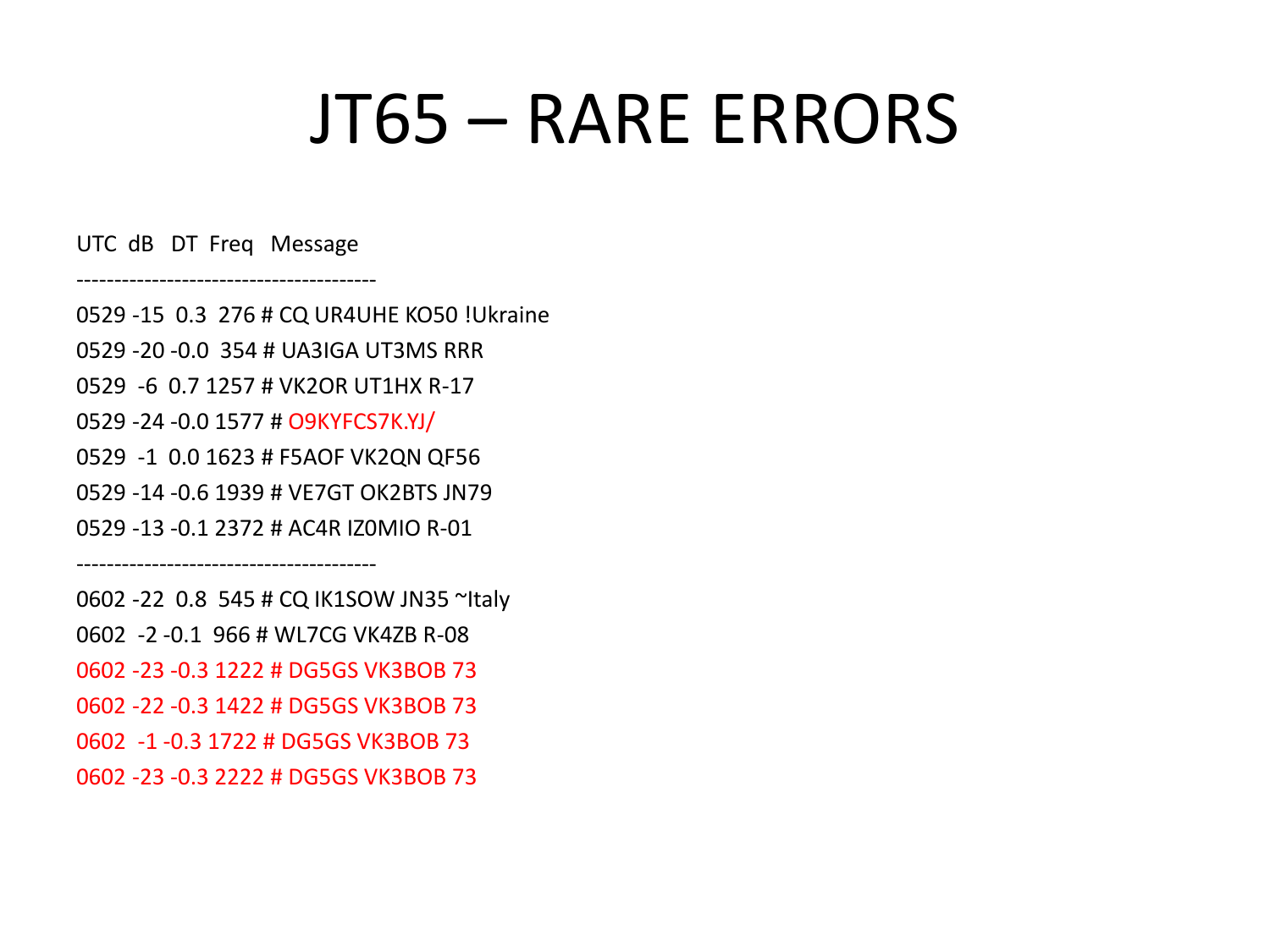# JT65 – RARE ERRORS

```
UTC  dB   DT  Freq   Message
----------------------------------------
0529 -15  0.3  276 # CQ UR4UHE KO50 !Ukraine
0529 -20 -0.0  354 # UA3IGA UT3MS RRR
0529  -6  0.7 1257 # VK2OR UT1HX R-17
0529 -24 -0.0 1577 # O9KYFCS7K.YJ/
0529  -1  0.0 1623 # F5AOF VK2QN QF56
0529 -14 -0.6 1939 # VE7GT OK2BTS JN79
0529 -13 -0.1 2372 # AC4R IZ0MIO R-01
----------------------------------------
0602 -22  0.8  545 # CQ IK1SOW JN35 ~Italy
0602  -2 -0.1  966 # WL7CG VK4ZB R-08
0602 -23 -0.3 1222 # DG5GS VK3BOB 73
0602 -22 -0.3 1422 # DG5GS VK3BOB 73
0602  -1 -0.3 1722 # DG5GS VK3BOB 73
0602 -23 -0.3 2222 # DG5GS VK3BOB 73
```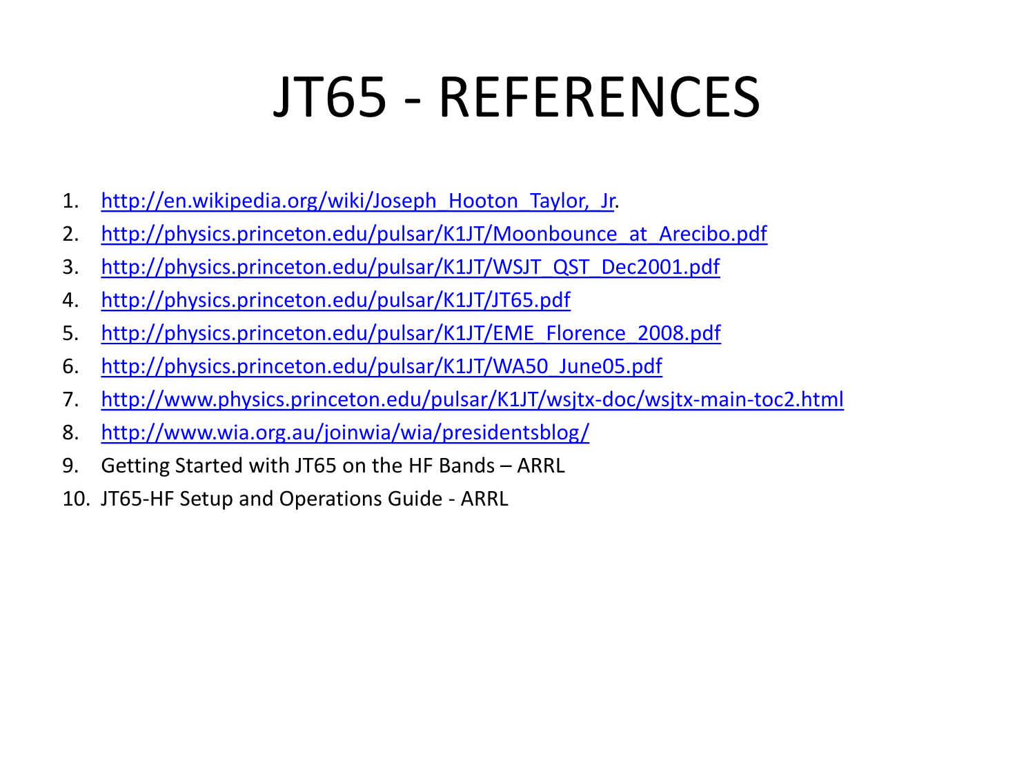# JT65 - REFERENCES

1. http://en.wikipedia.org/wiki/Joseph_Hooton_Taylor,_Jr.
2. http://physics.princeton.edu/pulsar/K1JT/Moonbounce_at_Arecibo.pdf
3. http://physics.princeton.edu/pulsar/K1JT/WSJT_QST_Dec2001.pdf
4. http://physics.princeton.edu/pulsar/K1JT/JT65.pdf
5. http://physics.princeton.edu/pulsar/K1JT/EME_Florence_2008.pdf
6. http://physics.princeton.edu/pulsar/K1JT/WA50_June05.pdf
7. http://www.physics.princeton.edu/pulsar/K1JT/wsjtx-doc/wsjtx-main-toc2.html
8. http://www.wia.org.au/joinwia/wia/presidentsblog/
9. Getting Started with JT65 on the HF Bands – ARRL
10. JT65-HF Setup and Operations Guide - ARRL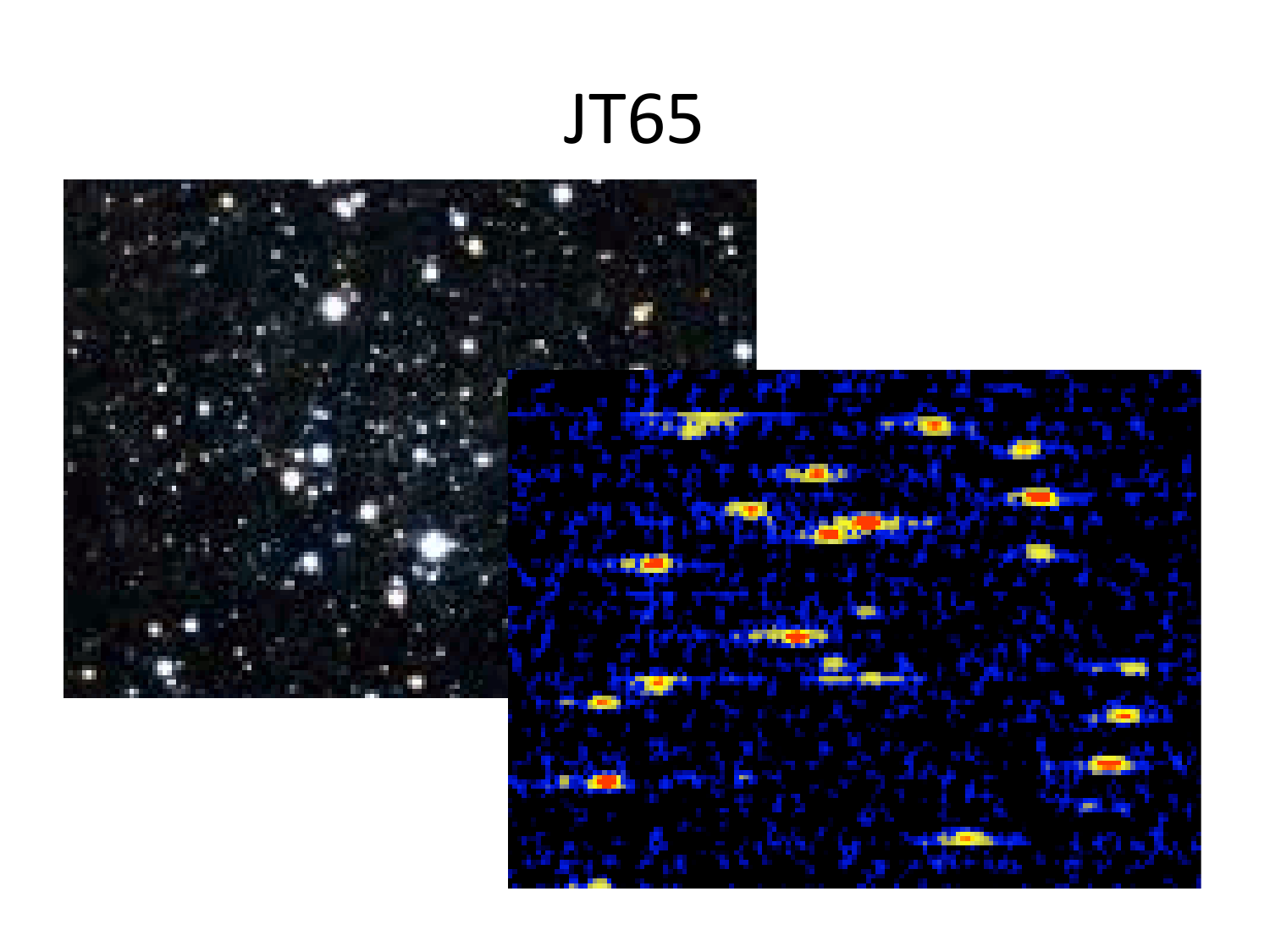# JT65